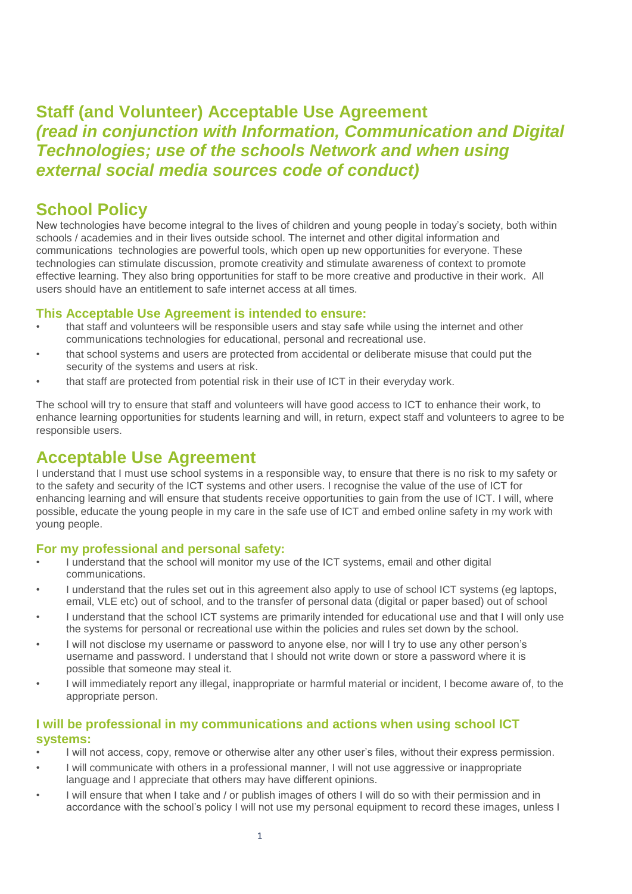# Staff (and Volunteer) Acceptable Use Agreement
## *(read in conjunction with Information, Communication and Digital Technologies; use of the schools Network and when using external social media sources code of conduct)*

## School Policy

New technologies have become integral to the lives of children and young people in today's society, both within schools / academies and in their lives outside school. The internet and other digital information and communications technologies are powerful tools, which open up new opportunities for everyone. These technologies can stimulate discussion, promote creativity and stimulate awareness of context to promote effective learning. They also bring opportunities for staff to be more creative and productive in their work. All users should have an entitlement to safe internet access at all times.

### This Acceptable Use Agreement is intended to ensure:

- that staff and volunteers will be responsible users and stay safe while using the internet and other communications technologies for educational, personal and recreational use.
- that school systems and users are protected from accidental or deliberate misuse that could put the security of the systems and users at risk.
- that staff are protected from potential risk in their use of ICT in their everyday work.

The school will try to ensure that staff and volunteers will have good access to ICT to enhance their work, to enhance learning opportunities for students learning and will, in return, expect staff and volunteers to agree to be responsible users.

## Acceptable Use Agreement

I understand that I must use school systems in a responsible way, to ensure that there is no risk to my safety or to the safety and security of the ICT systems and other users. I recognise the value of the use of ICT for enhancing learning and will ensure that students receive opportunities to gain from the use of ICT. I will, where possible, educate the young people in my care in the safe use of ICT and embed online safety in my work with young people.

### For my professional and personal safety:

- I understand that the school will monitor my use of the ICT systems, email and other digital communications.
- I understand that the rules set out in this agreement also apply to use of school ICT systems (eg laptops, email, VLE etc) out of school, and to the transfer of personal data (digital or paper based) out of school
- I understand that the school ICT systems are primarily intended for educational use and that I will only use the systems for personal or recreational use within the policies and rules set down by the school.
- I will not disclose my username or password to anyone else, nor will I try to use any other person's username and password. I understand that I should not write down or store a password where it is possible that someone may steal it.
- I will immediately report any illegal, inappropriate or harmful material or incident, I become aware of, to the appropriate person.

### I will be professional in my communications and actions when using school ICT systems:

- I will not access, copy, remove or otherwise alter any other user's files, without their express permission.
- I will communicate with others in a professional manner, I will not use aggressive or inappropriate language and I appreciate that others may have different opinions.
- I will ensure that when I take and / or publish images of others I will do so with their permission and in accordance with the school's policy I will not use my personal equipment to record these images, unless I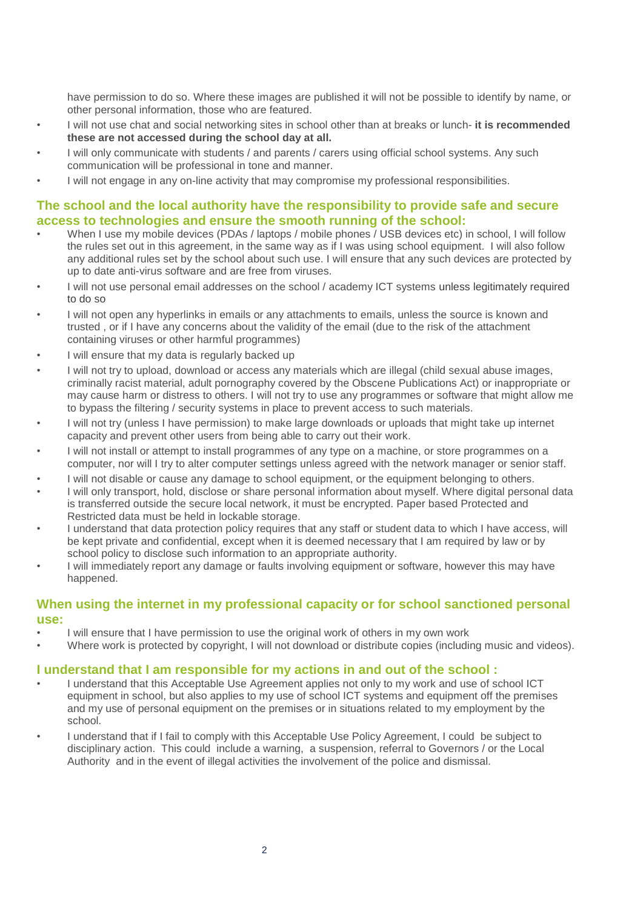have permission to do so. Where these images are published it will not be possible to identify by name, or other personal information, those who are featured.

- I will not use chat and social networking sites in school other than at breaks or lunch- **it is recommended these are not accessed during the school day at all.**
- I will only communicate with students / and parents / carers using official school systems. Any such communication will be professional in tone and manner.
- I will not engage in any on-line activity that may compromise my professional responsibilities.

## The school and the local authority have the responsibility to provide safe and secure access to technologies and ensure the smooth running of the school:

- When I use my mobile devices (PDAs / laptops / mobile phones / USB devices etc) in school, I will follow the rules set out in this agreement, in the same way as if I was using school equipment. I will also follow any additional rules set by the school about such use. I will ensure that any such devices are protected by up to date anti-virus software and are free from viruses.
- I will not use personal email addresses on the school / academy ICT systems unless legitimately required to do so
- I will not open any hyperlinks in emails or any attachments to emails, unless the source is known and trusted , or if I have any concerns about the validity of the email (due to the risk of the attachment containing viruses or other harmful programmes)
- I will ensure that my data is regularly backed up
- I will not try to upload, download or access any materials which are illegal (child sexual abuse images, criminally racist material, adult pornography covered by the Obscene Publications Act) or inappropriate or may cause harm or distress to others. I will not try to use any programmes or software that might allow me to bypass the filtering / security systems in place to prevent access to such materials.
- I will not try (unless I have permission) to make large downloads or uploads that might take up internet capacity and prevent other users from being able to carry out their work.
- I will not install or attempt to install programmes of any type on a machine, or store programmes on a computer, nor will I try to alter computer settings unless agreed with the network manager or senior staff.
- I will not disable or cause any damage to school equipment, or the equipment belonging to others.
- I will only transport, hold, disclose or share personal information about myself. Where digital personal data is transferred outside the secure local network, it must be encrypted. Paper based Protected and Restricted data must be held in lockable storage.
- I understand that data protection policy requires that any staff or student data to which I have access, will be kept private and confidential, except when it is deemed necessary that I am required by law or by school policy to disclose such information to an appropriate authority.
- I will immediately report any damage or faults involving equipment or software, however this may have happened.

## When using the internet in my professional capacity or for school sanctioned personal use:

- I will ensure that I have permission to use the original work of others in my own work
- Where work is protected by copyright, I will not download or distribute copies (including music and videos).

## I understand that I am responsible for my actions in and out of the school :

- I understand that this Acceptable Use Agreement applies not only to my work and use of school ICT equipment in school, but also applies to my use of school ICT systems and equipment off the premises and my use of personal equipment on the premises or in situations related to my employment by the school.
- I understand that if I fail to comply with this Acceptable Use Policy Agreement, I could be subject to disciplinary action. This could include a warning, a suspension, referral to Governors / or the Local Authority and in the event of illegal activities the involvement of the police and dismissal.